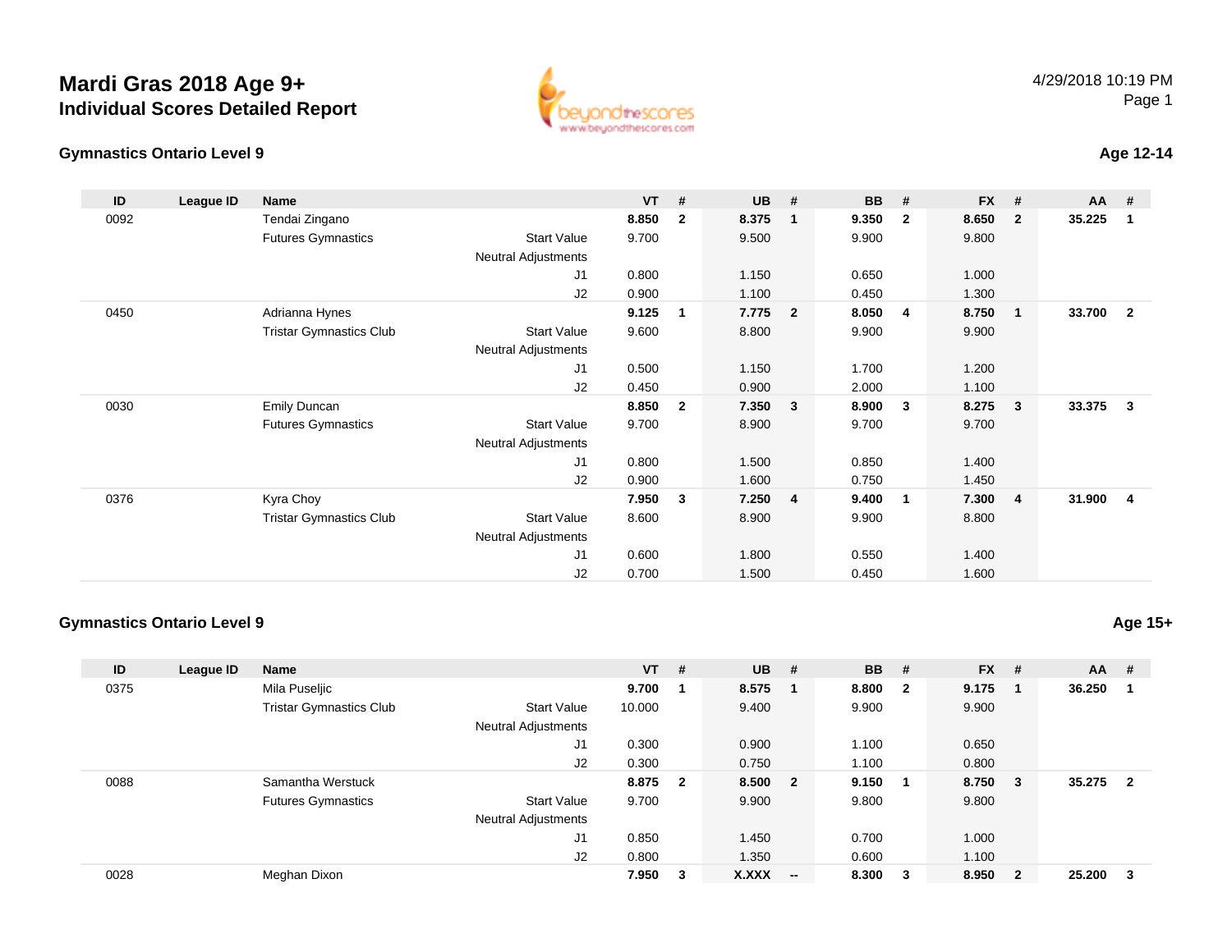# Mardi Gras 2018 Age 9+

## Individual Scores Detailed Report

4/29/2018 10:19 PM

### Gymnastics Ontario Level 9

**Age 12-14**

| ID | League ID | Name | | VT | # | UB | # | BB | # | FX | # | AA | # |
|---|---|---|---|---|---|---|---|---|---|---|---|---|---|
| 0092 | | Tendai Zingano | | **8.850** | **2** | **8.375** | **1** | **9.350** | **2** | **8.650** | **2** | **35.225** | **1** |
| | | Futures Gymnastics | Start Value | 9.700 | | 9.500 | | 9.900 | | 9.800 | | | |
| | | | Neutral Adjustments | | | | | | | | | | |
| | | | J1 | 0.800 | | 1.150 | | 0.650 | | 1.000 | | | |
| | | | J2 | 0.900 | | 1.100 | | 0.450 | | 1.300 | | | |
| 0450 | | Adrianna Hynes | | **9.125** | **1** | **7.775** | **2** | **8.050** | **4** | **8.750** | **1** | **33.700** | **2** |
| | | Tristar Gymnastics Club | Start Value | 9.600 | | 8.800 | | 9.900 | | 9.900 | | | |
| | | | Neutral Adjustments | | | | | | | | | | |
| | | | J1 | 0.500 | | 1.150 | | 1.700 | | 1.200 | | | |
| | | | J2 | 0.450 | | 0.900 | | 2.000 | | 1.100 | | | |
| 0030 | | Emily Duncan | | **8.850** | **2** | **7.350** | **3** | **8.900** | **3** | **8.275** | **3** | **33.375** | **3** |
| | | Futures Gymnastics | Start Value | 9.700 | | 8.900 | | 9.700 | | 9.700 | | | |
| | | | Neutral Adjustments | | | | | | | | | | |
| | | | J1 | 0.800 | | 1.500 | | 0.850 | | 1.400 | | | |
| | | | J2 | 0.900 | | 1.600 | | 0.750 | | 1.450 | | | |
| 0376 | | Kyra Choy | | **7.950** | **3** | **7.250** | **4** | **9.400** | **1** | **7.300** | **4** | **31.900** | **4** |
| | | Tristar Gymnastics Club | Start Value | 8.600 | | 8.900 | | 9.900 | | 8.800 | | | |
| | | | Neutral Adjustments | | | | | | | | | | |
| | | | J1 | 0.600 | | 1.800 | | 0.550 | | 1.400 | | | |
| | | | J2 | 0.700 | | 1.500 | | 0.450 | | 1.600 | | | |

### Gymnastics Ontario Level 9

**Age 15+**

| ID | League ID | Name | | VT | # | UB | # | BB | # | FX | # | AA | # |
|---|---|---|---|---|---|---|---|---|---|---|---|---|---|
| 0375 | | Mila Puseljic | | **9.700** | **1** | **8.575** | **1** | **8.800** | **2** | **9.175** | **1** | **36.250** | **1** |
| | | Tristar Gymnastics Club | Start Value | 10.000 | | 9.400 | | 9.900 | | 9.900 | | | |
| | | | Neutral Adjustments | | | | | | | | | | |
| | | | J1 | 0.300 | | 0.900 | | 1.100 | | 0.650 | | | |
| | | | J2 | 0.300 | | 0.750 | | 1.100 | | 0.800 | | | |
| 0088 | | Samantha Werstuck | | **8.875** | **2** | **8.500** | **2** | **9.150** | **1** | **8.750** | **3** | **35.275** | **2** |
| | | Futures Gymnastics | Start Value | 9.700 | | 9.900 | | 9.800 | | 9.800 | | | |
| | | | Neutral Adjustments | | | | | | | | | | |
| | | | J1 | 0.850 | | 1.450 | | 0.700 | | 1.000 | | | |
| | | | J2 | 0.800 | | 1.350 | | 0.600 | | 1.100 | | | |
| 0028 | | Meghan Dixon | | **7.950** | **3** | **X.XXX** | **--** | **8.300** | **3** | **8.950** | **2** | **25.200** | **3** |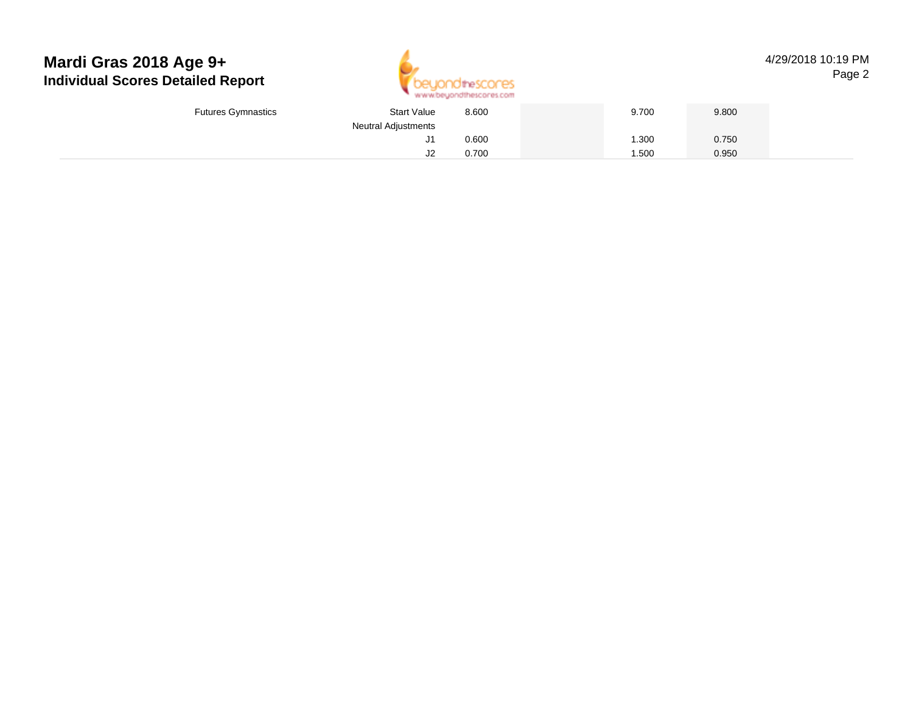# Mardi Gras 2018 Age 9+
## Individual Scores Detailed Report

4/29/2018 10:19 PM

| | | | | | | |
|---|---|---|---|---|---|---|
| Futures Gymnastics | Start Value | 8.600 | | 9.700 | 9.800 | |
| | Neutral Adjustments | | | | | |
| | J1 | 0.600 | | 1.300 | 0.750 | |
| | J2 | 0.700 | | 1.500 | 0.950 | |